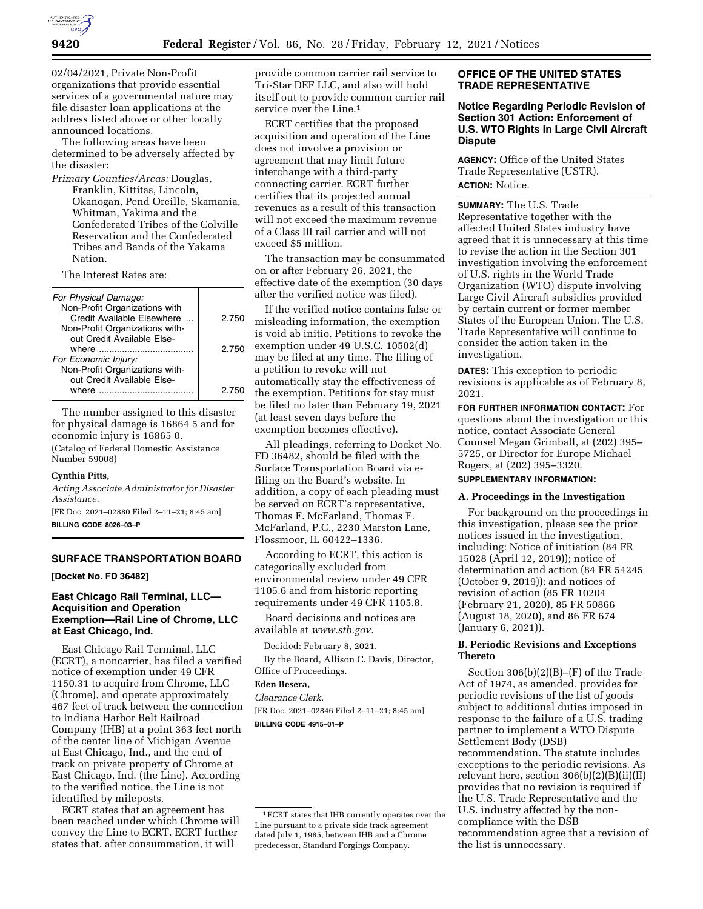02/04/2021, Private Non-Profit organizations that provide essential services of a governmental nature may file disaster loan applications at the address listed above or other locally announced locations.

The following areas have been determined to be adversely affected by the disaster:

*Primary Counties/Areas:* Douglas, Franklin, Kittitas, Lincoln, Okanogan, Pend Oreille, Skamania, Whitman, Yakima and the Confederated Tribes of the Colville Reservation and the Confederated Tribes and Bands of the Yakama Nation.

The Interest Rates are:

| | |
|---|---|
| *For Physical Damage:* | |
| Non-Profit Organizations with Credit Available Elsewhere ... | 2.750 |
| Non-Profit Organizations without Credit Available Elsewhere .................................... | 2.750 |
| *For Economic Injury:* | |
| Non-Profit Organizations without Credit Available Elsewhere .................................... | 2.750 |

The number assigned to this disaster for physical damage is 16864 5 and for economic injury is 16865 0.

(Catalog of Federal Domestic Assistance Number 59008)

**Cynthia Pitts,**

*Acting Associate Administrator for Disaster Assistance.*

[FR Doc. 2021–02880 Filed 2–11–21; 8:45 am]

**BILLING CODE 8026–03–P**

## SURFACE TRANSPORTATION BOARD

**[Docket No. FD 36482]**

### East Chicago Rail Terminal, LLC—Acquisition and Operation Exemption—Rail Line of Chrome, LLC at East Chicago, Ind.

East Chicago Rail Terminal, LLC (ECRT), a noncarrier, has filed a verified notice of exemption under 49 CFR 1150.31 to acquire from Chrome, LLC (Chrome), and operate approximately 467 feet of track between the connection to Indiana Harbor Belt Railroad Company (IHB) at a point 363 feet north of the center line of Michigan Avenue at East Chicago, Ind., and the end of track on private property of Chrome at East Chicago, Ind. (the Line). According to the verified notice, the Line is not identified by mileposts.

ECRT states that an agreement has been reached under which Chrome will convey the Line to ECRT. ECRT further states that, after consummation, it will provide common carrier rail service to Tri-Star DEF LLC, and also will hold itself out to provide common carrier rail service over the Line.[1]

ECRT certifies that the proposed acquisition and operation of the Line does not involve a provision or agreement that may limit future interchange with a third-party connecting carrier. ECRT further certifies that its projected annual revenues as a result of this transaction will not exceed the maximum revenue of a Class III rail carrier and will not exceed $5 million.

The transaction may be consummated on or after February 26, 2021, the effective date of the exemption (30 days after the verified notice was filed).

If the verified notice contains false or misleading information, the exemption is void ab initio. Petitions to revoke the exemption under 49 U.S.C. 10502(d) may be filed at any time. The filing of a petition to revoke will not automatically stay the effectiveness of the exemption. Petitions for stay must be filed no later than February 19, 2021 (at least seven days before the exemption becomes effective).

All pleadings, referring to Docket No. FD 36482, should be filed with the Surface Transportation Board via e-filing on the Board's website. In addition, a copy of each pleading must be served on ECRT's representative, Thomas F. McFarland, Thomas F. McFarland, P.C., 2230 Marston Lane, Flossmoor, IL 60422–1336.

According to ECRT, this action is categorically excluded from environmental review under 49 CFR 1105.6 and from historic reporting requirements under 49 CFR 1105.8.

Board decisions and notices are available at *www.stb.gov.*

Decided: February 8, 2021.

By the Board, Allison C. Davis, Director, Office of Proceedings.

**Eden Besera,**

*Clearance Clerk.*

[FR Doc. 2021–02846 Filed 2–11–21; 8:45 am]

**BILLING CODE 4915–01–P**

[1] ECRT states that IHB currently operates over the Line pursuant to a private side track agreement dated July 1, 1985, between IHB and a Chrome predecessor, Standard Forgings Company.

## OFFICE OF THE UNITED STATES TRADE REPRESENTATIVE

### Notice Regarding Periodic Revision of Section 301 Action: Enforcement of U.S. WTO Rights in Large Civil Aircraft Dispute

**AGENCY:** Office of the United States Trade Representative (USTR).

**ACTION:** Notice.

**SUMMARY:** The U.S. Trade Representative together with the affected United States industry have agreed that it is unnecessary at this time to revise the action in the Section 301 investigation involving the enforcement of U.S. rights in the World Trade Organization (WTO) dispute involving Large Civil Aircraft subsidies provided by certain current or former member States of the European Union. The U.S. Trade Representative will continue to consider the action taken in the investigation.

**DATES:** This exception to periodic revisions is applicable as of February 8, 2021.

**FOR FURTHER INFORMATION CONTACT:** For questions about the investigation or this notice, contact Associate General Counsel Megan Grimball, at (202) 395–5725, or Director for Europe Michael Rogers, at (202) 395–3320.

**SUPPLEMENTARY INFORMATION:**

#### A. Proceedings in the Investigation

For background on the proceedings in this investigation, please see the prior notices issued in the investigation, including: Notice of initiation (84 FR 15028 (April 12, 2019)); notice of determination and action (84 FR 54245 (October 9, 2019)); and notices of revision of action (85 FR 10204 (February 21, 2020), 85 FR 50866 (August 18, 2020), and 86 FR 674 (January 6, 2021)).

#### B. Periodic Revisions and Exceptions Thereto

Section 306(b)(2)(B)–(F) of the Trade Act of 1974, as amended, provides for periodic revisions of the list of goods subject to additional duties imposed in response to the failure of a U.S. trading partner to implement a WTO Dispute Settlement Body (DSB) recommendation. The statute includes exceptions to the periodic revisions. As relevant here, section 306(b)(2)(B)(ii)(II) provides that no revision is required if the U.S. Trade Representative and the U.S. industry affected by the non-compliance with the DSB recommendation agree that a revision of the list is unnecessary.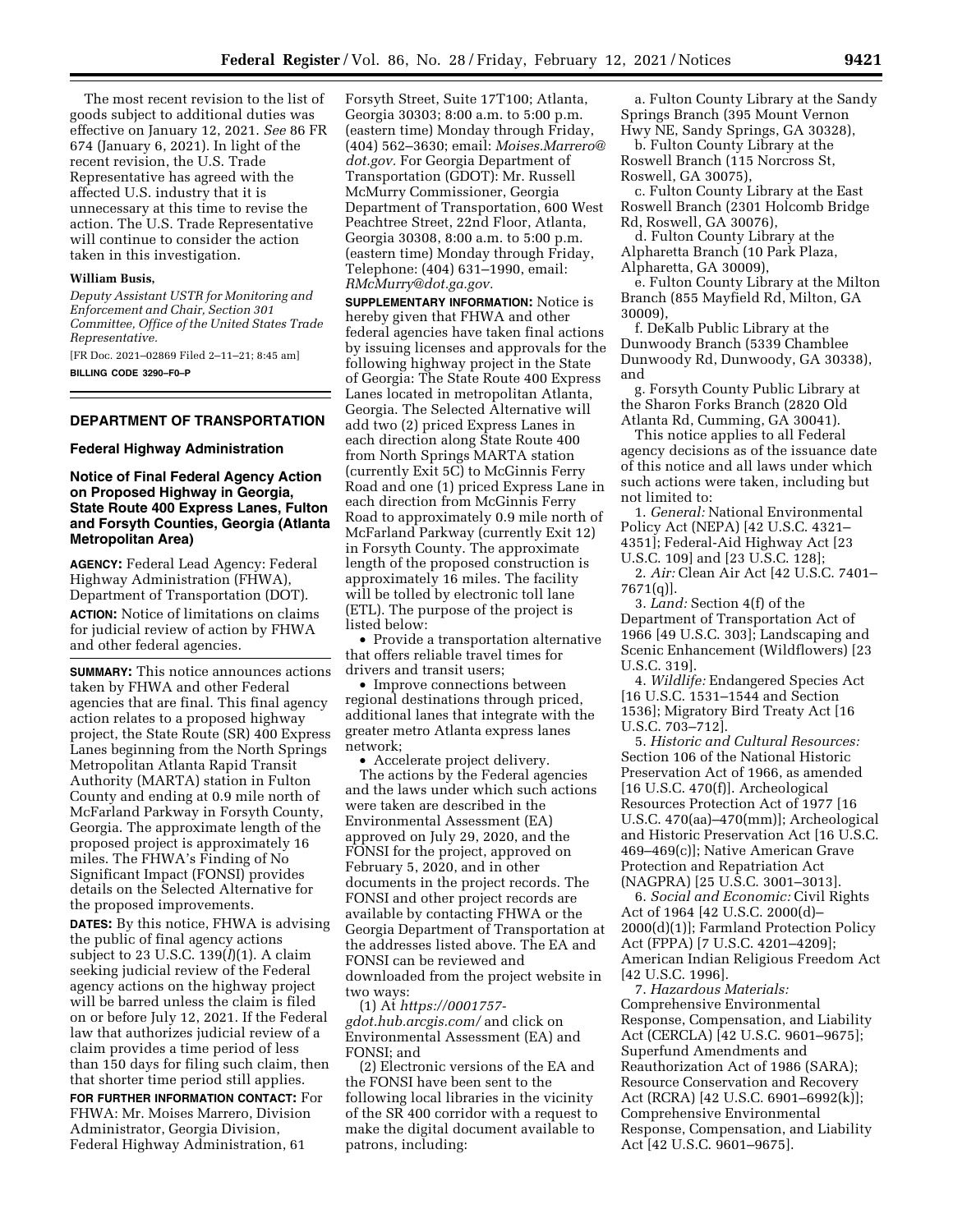The most recent revision to the list of goods subject to additional duties was effective on January 12, 2021. *See* 86 FR 674 (January 6, 2021). In light of the recent revision, the U.S. Trade Representative has agreed with the affected U.S. industry that it is unnecessary at this time to revise the action. The U.S. Trade Representative will continue to consider the action taken in this investigation.

**William Busis,**

*Deputy Assistant USTR for Monitoring and Enforcement and Chair, Section 301 Committee, Office of the United States Trade Representative.*

[FR Doc. 2021–02869 Filed 2–11–21; 8:45 am]

**BILLING CODE 3290–F0–P**

## DEPARTMENT OF TRANSPORTATION

### Federal Highway Administration

### Notice of Final Federal Agency Action on Proposed Highway in Georgia, State Route 400 Express Lanes, Fulton and Forsyth Counties, Georgia (Atlanta Metropolitan Area)

**AGENCY:** Federal Lead Agency: Federal Highway Administration (FHWA), Department of Transportation (DOT).

**ACTION:** Notice of limitations on claims for judicial review of action by FHWA and other federal agencies.

**SUMMARY:** This notice announces actions taken by FHWA and other Federal agencies that are final. This final agency action relates to a proposed highway project, the State Route (SR) 400 Express Lanes beginning from the North Springs Metropolitan Atlanta Rapid Transit Authority (MARTA) station in Fulton County and ending at 0.9 mile north of McFarland Parkway in Forsyth County, Georgia. The approximate length of the proposed project is approximately 16 miles. The FHWA's Finding of No Significant Impact (FONSI) provides details on the Selected Alternative for the proposed improvements.

**DATES:** By this notice, FHWA is advising the public of final agency actions subject to 23 U.S.C. 139(*l*)(1). A claim seeking judicial review of the Federal agency actions on the highway project will be barred unless the claim is filed on or before July 12, 2021. If the Federal law that authorizes judicial review of a claim provides a time period of less than 150 days for filing such claim, then that shorter time period still applies.

**FOR FURTHER INFORMATION CONTACT:** For FHWA: Mr. Moises Marrero, Division Administrator, Georgia Division, Federal Highway Administration, 61 Forsyth Street, Suite 17T100; Atlanta, Georgia 30303; 8:00 a.m. to 5:00 p.m. (eastern time) Monday through Friday, (404) 562–3630; email: *Moises.Marrero@dot.gov.* For Georgia Department of Transportation (GDOT): Mr. Russell McMurry Commissioner, Georgia Department of Transportation, 600 West Peachtree Street, 22nd Floor, Atlanta, Georgia 30308, 8:00 a.m. to 5:00 p.m. (eastern time) Monday through Friday, Telephone: (404) 631–1990, email: *RMcMurry@dot.ga.gov.*

**SUPPLEMENTARY INFORMATION:** Notice is hereby given that FHWA and other federal agencies have taken final actions by issuing licenses and approvals for the following highway project in the State of Georgia: The State Route 400 Express Lanes located in metropolitan Atlanta, Georgia. The Selected Alternative will add two (2) priced Express Lanes in each direction along State Route 400 from North Springs MARTA station (currently Exit 5C) to McGinnis Ferry Road and one (1) priced Express Lane in each direction from McGinnis Ferry Road to approximately 0.9 mile north of McFarland Parkway (currently Exit 12) in Forsyth County. The approximate length of the proposed construction is approximately 16 miles. The facility will be tolled by electronic toll lane (ETL). The purpose of the project is listed below:

- Provide a transportation alternative that offers reliable travel times for drivers and transit users;
- Improve connections between regional destinations through priced, additional lanes that integrate with the greater metro Atlanta express lanes network;
- Accelerate project delivery.

The actions by the Federal agencies and the laws under which such actions were taken are described in the Environmental Assessment (EA) approved on July 29, 2020, and the FONSI for the project, approved on February 5, 2020, and in other documents in the project records. The FONSI and other project records are available by contacting FHWA or the Georgia Department of Transportation at the addresses listed above. The EA and FONSI can be reviewed and downloaded from the project website in two ways:

(1) At *https://0001757-gdot.hub.arcgis.com/* and click on Environmental Assessment (EA) and FONSI; and

(2) Electronic versions of the EA and the FONSI have been sent to the following local libraries in the vicinity of the SR 400 corridor with a request to make the digital document available to patrons, including:

a. Fulton County Library at the Sandy Springs Branch (395 Mount Vernon Hwy NE, Sandy Springs, GA 30328),

b. Fulton County Library at the Roswell Branch (115 Norcross St, Roswell, GA 30075),

c. Fulton County Library at the East Roswell Branch (2301 Holcomb Bridge Rd, Roswell, GA 30076),

d. Fulton County Library at the Alpharetta Branch (10 Park Plaza, Alpharetta, GA 30009),

e. Fulton County Library at the Milton Branch (855 Mayfield Rd, Milton, GA 30009),

f. DeKalb Public Library at the Dunwoody Branch (5339 Chamblee Dunwoody Rd, Dunwoody, GA 30338), and

g. Forsyth County Public Library at the Sharon Forks Branch (2820 Old Atlanta Rd, Cumming, GA 30041).

This notice applies to all Federal agency decisions as of the issuance date of this notice and all laws under which such actions were taken, including but not limited to:

1. *General:* National Environmental Policy Act (NEPA) [42 U.S.C. 4321–4351]; Federal-Aid Highway Act [23 U.S.C. 109] and [23 U.S.C. 128];

2. *Air:* Clean Air Act [42 U.S.C. 7401–7671(q)].

3. *Land:* Section 4(f) of the Department of Transportation Act of 1966 [49 U.S.C. 303]; Landscaping and Scenic Enhancement (Wildflowers) [23 U.S.C. 319].

4. *Wildlife:* Endangered Species Act [16 U.S.C. 1531–1544 and Section 1536]; Migratory Bird Treaty Act [16 U.S.C. 703–712].

5. *Historic and Cultural Resources:* Section 106 of the National Historic Preservation Act of 1966, as amended [16 U.S.C. 470(f)]. Archeological Resources Protection Act of 1977 [16 U.S.C. 470(aa)–470(mm)]; Archeological and Historic Preservation Act [16 U.S.C. 469–469(c)]; Native American Grave Protection and Repatriation Act (NAGPRA) [25 U.S.C. 3001–3013].

6. *Social and Economic:* Civil Rights Act of 1964 [42 U.S.C. 2000(d)–2000(d)(1)]; Farmland Protection Policy Act (FPPA) [7 U.S.C. 4201–4209]; American Indian Religious Freedom Act [42 U.S.C. 1996].

7. *Hazardous Materials:* Comprehensive Environmental Response, Compensation, and Liability Act (CERCLA) [42 U.S.C. 9601–9675]; Superfund Amendments and Reauthorization Act of 1986 (SARA); Resource Conservation and Recovery Act (RCRA) [42 U.S.C. 6901–6992(k)]; Comprehensive Environmental Response, Compensation, and Liability Act [42 U.S.C. 9601–9675].